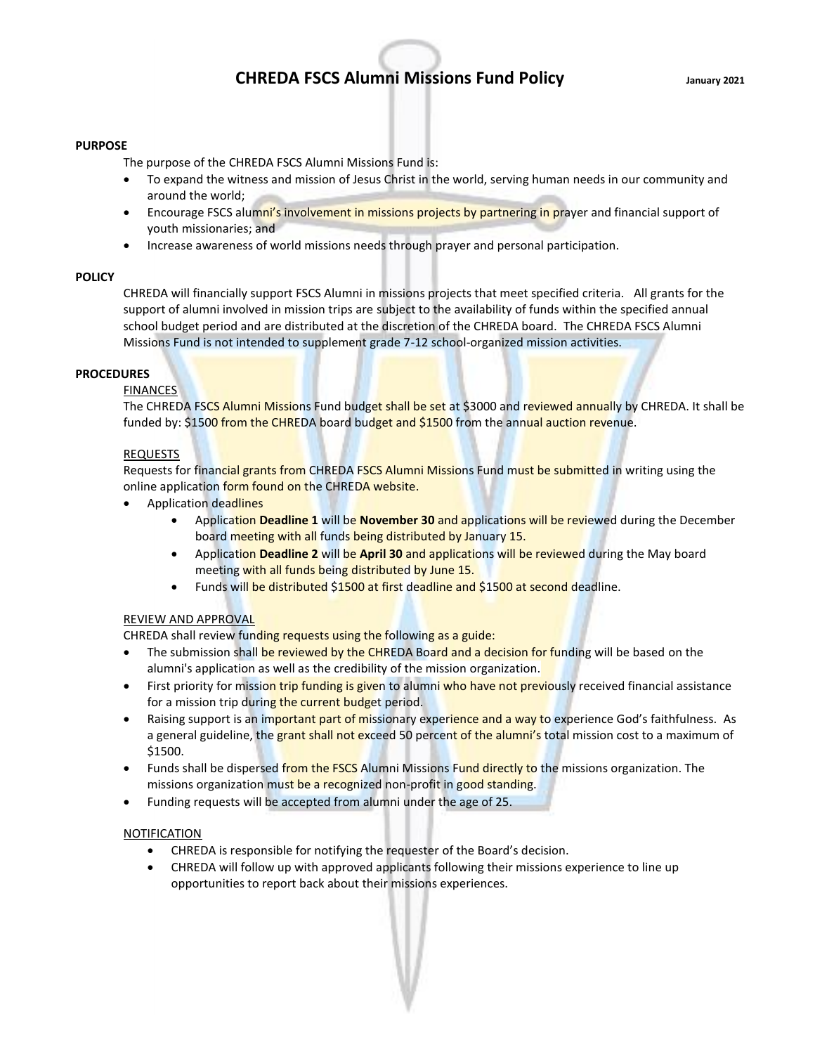# CHREDA FSCS Alumni Missions Fund Policy

January 2021

## PURPOSE

The purpose of the CHREDA FSCS Alumni Missions Fund is:

- To expand the witness and mission of Jesus Christ in the world, serving human needs in our community and around the world;
- Encourage FSCS alumni's involvement in missions projects by partnering in prayer and financial support of youth missionaries; and
- Increase awareness of world missions needs through prayer and personal participation.

## POLICY

CHREDA will financially support FSCS Alumni in missions projects that meet specified criteria. All grants for the support of alumni involved in mission trips are subject to the availability of funds within the specified annual school budget period and are distributed at the discretion of the CHREDA board. The CHREDA FSCS Alumni Missions Fund is not intended to supplement grade 7-12 school-organized mission activities.

## PROCEDURES

### FINANCES

The CHREDA FSCS Alumni Missions Fund budget shall be set at $3000 and reviewed annually by CHREDA. It shall be funded by: $1500 from the CHREDA board budget and $1500 from the annual auction revenue.

### REQUESTS

Requests for financial grants from CHREDA FSCS Alumni Missions Fund must be submitted in writing using the online application form found on the CHREDA website.

- Application deadlines
  - Application **Deadline 1** will be **November 30** and applications will be reviewed during the December board meeting with all funds being distributed by January 15.
  - Application **Deadline 2** will be **April 30** and applications will be reviewed during the May board meeting with all funds being distributed by June 15.
  - Funds will be distributed $1500 at first deadline and $1500 at second deadline.

### REVIEW AND APPROVAL

CHREDA shall review funding requests using the following as a guide:

- The submission shall be reviewed by the CHREDA Board and a decision for funding will be based on the alumni's application as well as the credibility of the mission organization.
- First priority for mission trip funding is given to alumni who have not previously received financial assistance for a mission trip during the current budget period.
- Raising support is an important part of missionary experience and a way to experience God's faithfulness. As a general guideline, the grant shall not exceed 50 percent of the alumni's total mission cost to a maximum of $1500.
- Funds shall be dispersed from the FSCS Alumni Missions Fund directly to the missions organization. The missions organization must be a recognized non-profit in good standing.
- Funding requests will be accepted from alumni under the age of 25.

### NOTIFICATION

- CHREDA is responsible for notifying the requester of the Board's decision.
- CHREDA will follow up with approved applicants following their missions experience to line up opportunities to report back about their missions experiences.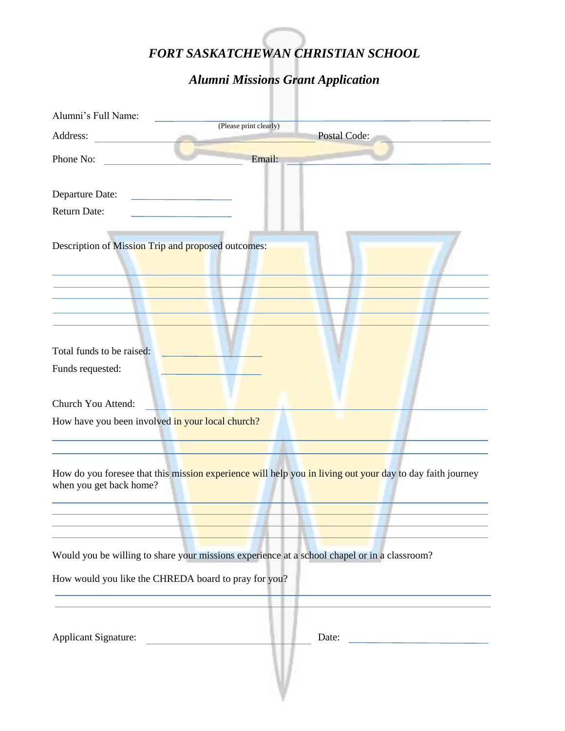# *FORT SASKATCHEWAN CHRISTIAN SCHOOL*

## *Alumni Missions Grant Application*

Alumni's Full Name: ______________________________________________
(Please print clearly)

Address: ______________________________________ Postal Code: ______________

Phone No: ______________________ Email: ______________________________

Departure Date: ______________

Return Date: ______________

Description of Mission Trip and proposed outcomes:

______________________________________________________________________

______________________________________________________________________

______________________________________________________________________

______________________________________________________________________

______________________________________________________________________

Total funds to be raised: ______________

Funds requested: ______________

Church You Attend: ____________________________________________________

How have you been involved in your local church?

______________________________________________________________________

______________________________________________________________________

How do you foresee that this mission experience will help you in living out your day to day faith journey when you get back home?

______________________________________________________________________

______________________________________________________________________

______________________________________________________________________

______________________________________________________________________

Would you be willing to share your missions experience at a school chapel or in a classroom?

How would you like the CHREDA board to pray for you?

______________________________________________________________________

______________________________________________________________________

Applicant Signature: ______________________________ Date: ______________________